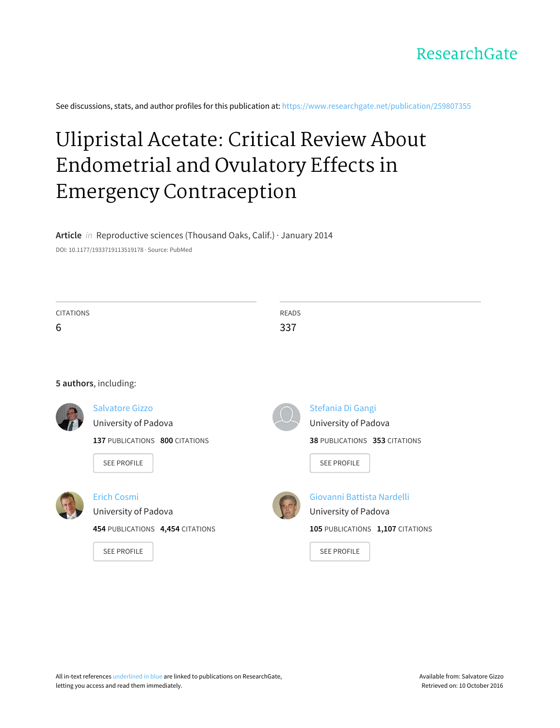ResearchGate

See discussions, stats, and author profiles for this publication at: https://www.researchgate.net/publication/259807355

# Ulipristal Acetate: Critical Review About Endometrial and Ovulatory Effects in Emergency Contraception

**Article** *in* Reproductive sciences (Thousand Oaks, Calif.) · January 2014

DOI: 10.1177/1933719113519178 · Source: PubMed

| CITATIONS | READS |
| --- | --- |
| 6 | 337 |

**5 authors**, including:

**Salvatore Gizzo**
University of Padova
**137** PUBLICATIONS **800** CITATIONS
SEE PROFILE

**Stefania Di Gangi**
University of Padova
**38** PUBLICATIONS **353** CITATIONS
SEE PROFILE

**Erich Cosmi**
University of Padova
**454** PUBLICATIONS **4,454** CITATIONS
SEE PROFILE

**Giovanni Battista Nardelli**
University of Padova
**105** PUBLICATIONS **1,107** CITATIONS
SEE PROFILE

All in-text references underlined in blue are linked to publications on ResearchGate, letting you access and read them immediately.

Available from: Salvatore Gizzo
Retrieved on: 10 October 2016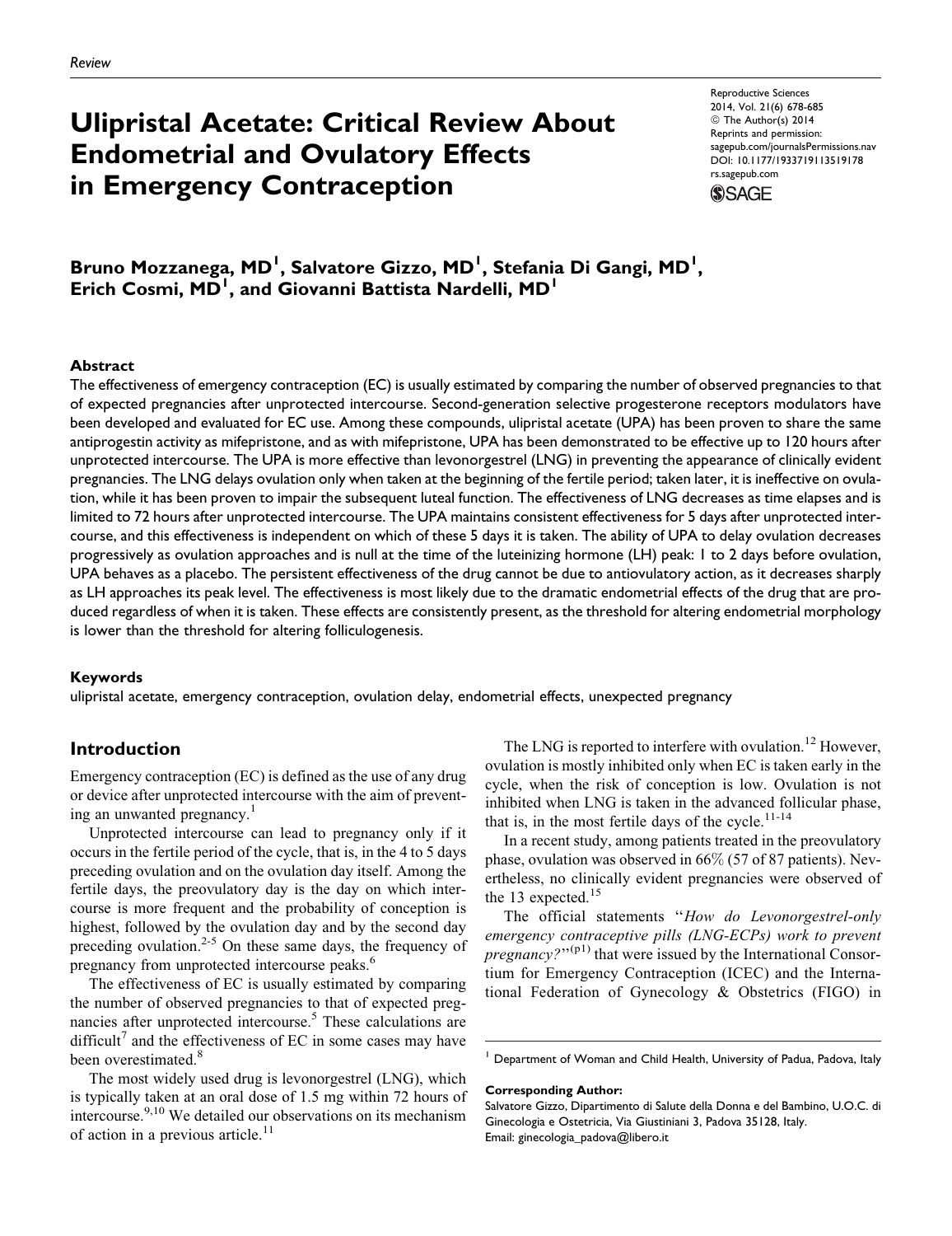Review

# Ulipristal Acetate: Critical Review About Endometrial and Ovulatory Effects in Emergency Contraception

Reproductive Sciences
2014, Vol. 21(6) 678-685
© The Author(s) 2014
Reprints and permission:
sagepub.com/journalsPermissions.nav
DOI: 10.1177/1933719113519178
rs.sagepub.com

**Bruno Mozzanega, MD[1], Salvatore Gizzo, MD[1], Stefania Di Gangi, MD[1], Erich Cosmi, MD[1], and Giovanni Battista Nardelli, MD[1]**

## Abstract

The effectiveness of emergency contraception (EC) is usually estimated by comparing the number of observed pregnancies to that of expected pregnancies after unprotected intercourse. Second-generation selective progesterone receptors modulators have been developed and evaluated for EC use. Among these compounds, ulipristal acetate (UPA) has been proven to share the same antiprogestin activity as mifepristone, and as with mifepristone, UPA has been demonstrated to be effective up to 120 hours after unprotected intercourse. The UPA is more effective than levonorgestrel (LNG) in preventing the appearance of clinically evident pregnancies. The LNG delays ovulation only when taken at the beginning of the fertile period; taken later, it is ineffective on ovulation, while it has been proven to impair the subsequent luteal function. The effectiveness of LNG decreases as time elapses and is limited to 72 hours after unprotected intercourse. The UPA maintains consistent effectiveness for 5 days after unprotected intercourse, and this effectiveness is independent on which of these 5 days it is taken. The ability of UPA to delay ovulation decreases progressively as ovulation approaches and is null at the time of the luteinizing hormone (LH) peak: 1 to 2 days before ovulation, UPA behaves as a placebo. The persistent effectiveness of the drug cannot be due to antiovulatory action, as it decreases sharply as LH approaches its peak level. The effectiveness is most likely due to the dramatic endometrial effects of the drug that are produced regardless of when it is taken. These effects are consistently present, as the threshold for altering endometrial morphology is lower than the threshold for altering folliculogenesis.

### Keywords

ulipristal acetate, emergency contraception, ovulation delay, endometrial effects, unexpected pregnancy

## Introduction

Emergency contraception (EC) is defined as the use of any drug or device after unprotected intercourse with the aim of preventing an unwanted pregnancy.[1]

Unprotected intercourse can lead to pregnancy only if it occurs in the fertile period of the cycle, that is, in the 4 to 5 days preceding ovulation and on the ovulation day itself. Among the fertile days, the preovulatory day is the day on which intercourse is more frequent and the probability of conception is highest, followed by the ovulation day and by the second day preceding ovulation.[2-5] On these same days, the frequency of pregnancy from unprotected intercourse peaks.[6]

The effectiveness of EC is usually estimated by comparing the number of observed pregnancies to that of expected pregnancies after unprotected intercourse.[5] These calculations are difficult[7] and the effectiveness of EC in some cases may have been overestimated.[8]

The most widely used drug is levonorgestrel (LNG), which is typically taken at an oral dose of 1.5 mg within 72 hours of intercourse.[9,10] We detailed our observations on its mechanism of action in a previous article.[11]

The LNG is reported to interfere with ovulation.[12] However, ovulation is mostly inhibited only when EC is taken early in the cycle, when the risk of conception is low. Ovulation is not inhibited when LNG is taken in the advanced follicular phase, that is, in the most fertile days of the cycle.[11-14]

In a recent study, among patients treated in the preovulatory phase, ovulation was observed in 66% (57 of 87 patients). Nevertheless, no clinically evident pregnancies were observed of the 13 expected.[15]

The official statements "*How do Levonorgestrel-only emergency contraceptive pills (LNG-ECPs) work to prevent pregnancy?*"[(p1)] that were issued by the International Consortium for Emergency Contraception (ICEC) and the International Federation of Gynecology & Obstetrics (FIGO) in

[1] Department of Woman and Child Health, University of Padua, Padova, Italy

**Corresponding Author:**
Salvatore Gizzo, Dipartimento di Salute della Donna e del Bambino, U.O.C. di Ginecologia e Ostetricia, Via Giustiniani 3, Padova 35128, Italy.
Email: ginecologia_padova@libero.it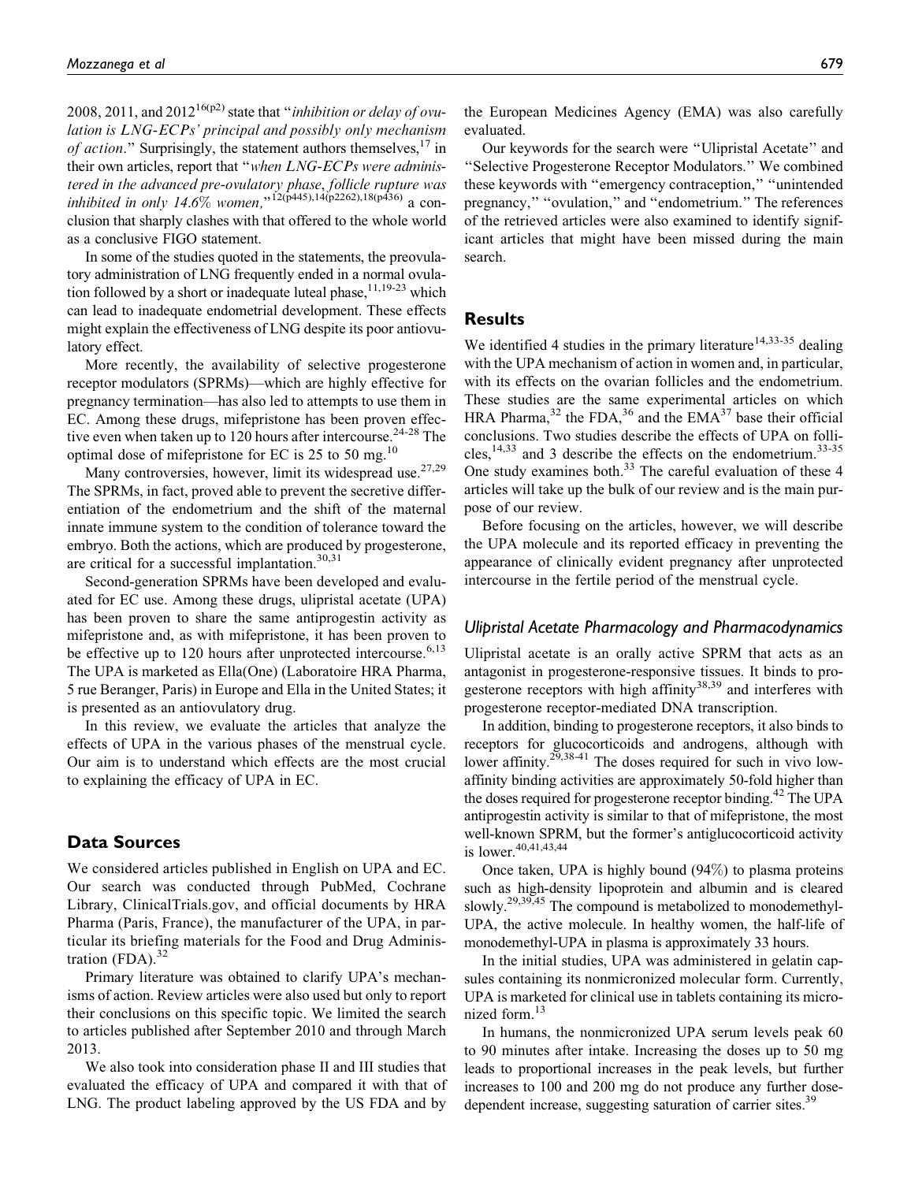2008, 2011, and 2012[16(p2)] state that "*inhibition or delay of ovulation is LNG-ECPs' principal and possibly only mechanism of action*." Surprisingly, the statement authors themselves,[17] in their own articles, report that "*when LNG-ECPs were administered in the advanced pre-ovulatory phase, follicle rupture was inhibited in only 14.6% women*,"[12(p445),14(p2262),18(p436)] a conclusion that sharply clashes with that offered to the whole world as a conclusive FIGO statement.

In some of the studies quoted in the statements, the preovulatory administration of LNG frequently ended in a normal ovulation followed by a short or inadequate luteal phase,[11,19-23] which can lead to inadequate endometrial development. These effects might explain the effectiveness of LNG despite its poor antiovulatory effect.

More recently, the availability of selective progesterone receptor modulators (SPRMs)—which are highly effective for pregnancy termination—has also led to attempts to use them in EC. Among these drugs, mifepristone has been proven effective even when taken up to 120 hours after intercourse.[24-28] The optimal dose of mifepristone for EC is 25 to 50 mg.[10]

Many controversies, however, limit its widespread use.[27,29] The SPRMs, in fact, proved able to prevent the secretive differentiation of the endometrium and the shift of the maternal innate immune system to the condition of tolerance toward the embryo. Both the actions, which are produced by progesterone, are critical for a successful implantation.[30,31]

Second-generation SPRMs have been developed and evaluated for EC use. Among these drugs, ulipristal acetate (UPA) has been proven to share the same antiprogestin activity as mifepristone and, as with mifepristone, it has been proven to be effective up to 120 hours after unprotected intercourse.[6,13] The UPA is marketed as Ella(One) (Laboratoire HRA Pharma, 5 rue Beranger, Paris) in Europe and Ella in the United States; it is presented as an antiovulatory drug.

In this review, we evaluate the articles that analyze the effects of UPA in the various phases of the menstrual cycle. Our aim is to understand which effects are the most crucial to explaining the efficacy of UPA in EC.

## Data Sources

We considered articles published in English on UPA and EC. Our search was conducted through PubMed, Cochrane Library, ClinicalTrials.gov, and official documents by HRA Pharma (Paris, France), the manufacturer of the UPA, in particular its briefing materials for the Food and Drug Administration (FDA).[32]

Primary literature was obtained to clarify UPA's mechanisms of action. Review articles were also used but only to report their conclusions on this specific topic. We limited the search to articles published after September 2010 and through March 2013.

We also took into consideration phase II and III studies that evaluated the efficacy of UPA and compared it with that of LNG. The product labeling approved by the US FDA and by the European Medicines Agency (EMA) was also carefully evaluated.

Our keywords for the search were "Ulipristal Acetate" and "Selective Progesterone Receptor Modulators." We combined these keywords with "emergency contraception," "unintended pregnancy," "ovulation," and "endometrium." The references of the retrieved articles were also examined to identify significant articles that might have been missed during the main search.

## Results

We identified 4 studies in the primary literature[14,33-35] dealing with the UPA mechanism of action in women and, in particular, with its effects on the ovarian follicles and the endometrium. These studies are the same experimental articles on which HRA Pharma,[32] the FDA,[36] and the EMA[37] base their official conclusions. Two studies describe the effects of UPA on follicles,[14,33] and 3 describe the effects on the endometrium.[33-35] One study examines both.[33] The careful evaluation of these 4 articles will take up the bulk of our review and is the main purpose of our review.

Before focusing on the articles, however, we will describe the UPA molecule and its reported efficacy in preventing the appearance of clinically evident pregnancy after unprotected intercourse in the fertile period of the menstrual cycle.

### *Ulipristal Acetate Pharmacology and Pharmacodynamics*

Ulipristal acetate is an orally active SPRM that acts as an antagonist in progesterone-responsive tissues. It binds to progesterone receptors with high affinity[38,39] and interferes with progesterone receptor-mediated DNA transcription.

In addition, binding to progesterone receptors, it also binds to receptors for glucocorticoids and androgens, although with lower affinity.[29,38-41] The doses required for such in vivo low-affinity binding activities are approximately 50-fold higher than the doses required for progesterone receptor binding.[42] The UPA antiprogestin activity is similar to that of mifepristone, the most well-known SPRM, but the former's antiglucocorticoid activity is lower.[40,41,43,44]

Once taken, UPA is highly bound (94%) to plasma proteins such as high-density lipoprotein and albumin and is cleared slowly.[29,39,45] The compound is metabolized to monodemethyl-UPA, the active molecule. In healthy women, the half-life of monodemethyl-UPA in plasma is approximately 33 hours.

In the initial studies, UPA was administered in gelatin capsules containing its nonmicronized molecular form. Currently, UPA is marketed for clinical use in tablets containing its micronized form.[13]

In humans, the nonmicronized UPA serum levels peak 60 to 90 minutes after intake. Increasing the doses up to 50 mg leads to proportional increases in the peak levels, but further increases to 100 and 200 mg do not produce any further dose-dependent increase, suggesting saturation of carrier sites.[39]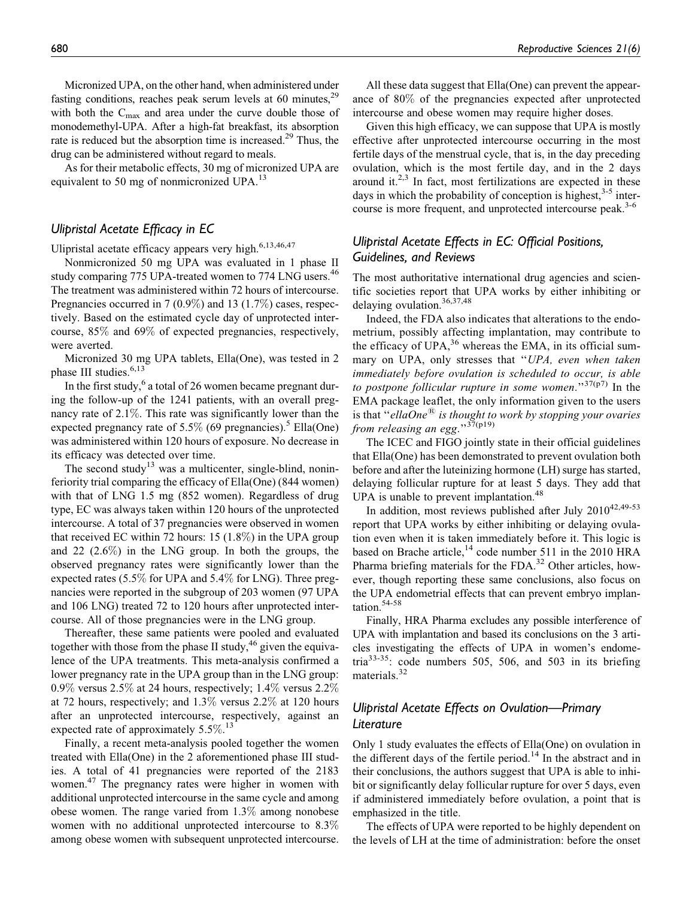Micronized UPA, on the other hand, when administered under fasting conditions, reaches peak serum levels at 60 minutes,[29] with both the $C_{max}$ and area under the curve double those of monodemethyl-UPA. After a high-fat breakfast, its absorption rate is reduced but the absorption time is increased.[29] Thus, the drug can be administered without regard to meals.

As for their metabolic effects, 30 mg of micronized UPA are equivalent to 50 mg of nonmicronized UPA.[13]

## *Ulipristal Acetate Efficacy in EC*

Ulipristal acetate efficacy appears very high.[6,13,46,47]

Nonmicronized 50 mg UPA was evaluated in 1 phase II study comparing 775 UPA-treated women to 774 LNG users.[46] The treatment was administered within 72 hours of intercourse. Pregnancies occurred in 7 (0.9%) and 13 (1.7%) cases, respectively. Based on the estimated cycle day of unprotected intercourse, 85% and 69% of expected pregnancies, respectively, were averted.

Micronized 30 mg UPA tablets, Ella(One), was tested in 2 phase III studies.[6,13]

In the first study,[6] a total of 26 women became pregnant during the follow-up of the 1241 patients, with an overall pregnancy rate of 2.1%. This rate was significantly lower than the expected pregnancy rate of 5.5% (69 pregnancies).[5] Ella(One) was administered within 120 hours of exposure. No decrease in its efficacy was detected over time.

The second study[13] was a multicenter, single-blind, noninferiority trial comparing the efficacy of Ella(One) (844 women) with that of LNG 1.5 mg (852 women). Regardless of drug type, EC was always taken within 120 hours of the unprotected intercourse. A total of 37 pregnancies were observed in women that received EC within 72 hours: 15 (1.8%) in the UPA group and 22 (2.6%) in the LNG group. In both the groups, the observed pregnancy rates were significantly lower than the expected rates (5.5% for UPA and 5.4% for LNG). Three pregnancies were reported in the subgroup of 203 women (97 UPA and 106 LNG) treated 72 to 120 hours after unprotected intercourse. All of those pregnancies were in the LNG group.

Thereafter, these same patients were pooled and evaluated together with those from the phase II study,[46] given the equivalence of the UPA treatments. This meta-analysis confirmed a lower pregnancy rate in the UPA group than in the LNG group: 0.9% versus 2.5% at 24 hours, respectively; 1.4% versus 2.2% at 72 hours, respectively; and 1.3% versus 2.2% at 120 hours after an unprotected intercourse, respectively, against an expected rate of approximately 5.5%.[13]

Finally, a recent meta-analysis pooled together the women treated with Ella(One) in the 2 aforementioned phase III studies. A total of 41 pregnancies were reported of the 2183 women.[47] The pregnancy rates were higher in women with additional unprotected intercourse in the same cycle and among obese women. The range varied from 1.3% among nonobese women with no additional unprotected intercourse to 8.3% among obese women with subsequent unprotected intercourse.

All these data suggest that Ella(One) can prevent the appearance of 80% of the pregnancies expected after unprotected intercourse and obese women may require higher doses.

Given this high efficacy, we can suppose that UPA is mostly effective after unprotected intercourse occurring in the most fertile days of the menstrual cycle, that is, in the day preceding ovulation, which is the most fertile day, and in the 2 days around it.[2,3] In fact, most fertilizations are expected in these days in which the probability of conception is highest,[3-5] intercourse is more frequent, and unprotected intercourse peak.[3-6]

## *Ulipristal Acetate Effects in EC: Official Positions, Guidelines, and Reviews*

The most authoritative international drug agencies and scientific societies report that UPA works by either inhibiting or delaying ovulation.[36,37,48]

Indeed, the FDA also indicates that alterations to the endometrium, possibly affecting implantation, may contribute to the efficacy of UPA,[36] whereas the EMA, in its official summary on UPA, only stresses that "*UPA, even when taken immediately before ovulation is scheduled to occur, is able to postpone follicular rupture in some women*."[37(p7)] In the EMA package leaflet, the only information given to the users is that "*ellaOne® is thought to work by stopping your ovaries from releasing an egg*."[37(p19)]

The ICEC and FIGO jointly state in their official guidelines that Ella(One) has been demonstrated to prevent ovulation both before and after the luteinizing hormone (LH) surge has started, delaying follicular rupture for at least 5 days. They add that UPA is unable to prevent implantation.[48]

In addition, most reviews published after July 2010[42,49-53] report that UPA works by either inhibiting or delaying ovulation even when it is taken immediately before it. This logic is based on Brache article,[14] code number 511 in the 2010 HRA Pharma briefing materials for the FDA.[32] Other articles, however, though reporting these same conclusions, also focus on the UPA endometrial effects that can prevent embryo implantation.[54-58]

Finally, HRA Pharma excludes any possible interference of UPA with implantation and based its conclusions on the 3 articles investigating the effects of UPA in women's endometria[33-35]: code numbers 505, 506, and 503 in its briefing materials.[32]

## *Ulipristal Acetate Effects on Ovulation—Primary Literature*

Only 1 study evaluates the effects of Ella(One) on ovulation in the different days of the fertile period.[14] In the abstract and in their conclusions, the authors suggest that UPA is able to inhibit or significantly delay follicular rupture for over 5 days, even if administered immediately before ovulation, a point that is emphasized in the title.

The effects of UPA were reported to be highly dependent on the levels of LH at the time of administration: before the onset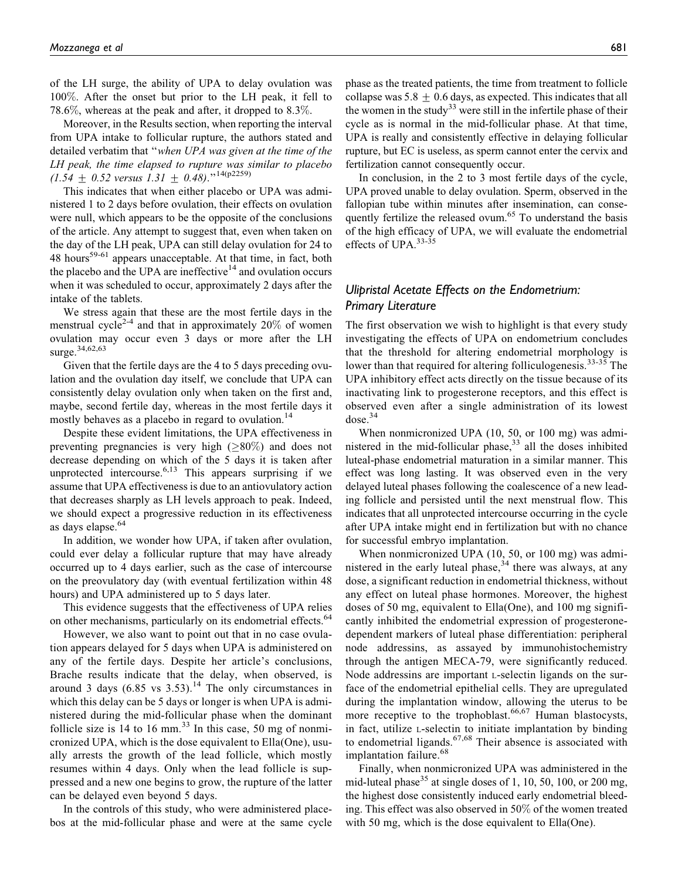of the LH surge, the ability of UPA to delay ovulation was 100%. After the onset but prior to the LH peak, it fell to 78.6%, whereas at the peak and after, it dropped to 8.3%.

Moreover, in the Results section, when reporting the interval from UPA intake to follicular rupture, the authors stated and detailed verbatim that "*when UPA was given at the time of the LH peak, the time elapsed to rupture was similar to placebo (1.54 ± 0.52 versus 1.31 ± 0.48)*."[14(p2259)]

This indicates that when either placebo or UPA was administered 1 to 2 days before ovulation, their effects on ovulation were null, which appears to be the opposite of the conclusions of the article. Any attempt to suggest that, even when taken on the day of the LH peak, UPA can still delay ovulation for 24 to 48 hours[59-61] appears unacceptable. At that time, in fact, both the placebo and the UPA are ineffective[14] and ovulation occurs when it was scheduled to occur, approximately 2 days after the intake of the tablets.

We stress again that these are the most fertile days in the menstrual cycle[2-4] and that in approximately 20% of women ovulation may occur even 3 days or more after the LH surge.[34,62,63]

Given that the fertile days are the 4 to 5 days preceding ovulation and the ovulation day itself, we conclude that UPA can consistently delay ovulation only when taken on the first and, maybe, second fertile day, whereas in the most fertile days it mostly behaves as a placebo in regard to ovulation.[14]

Despite these evident limitations, the UPA effectiveness in preventing pregnancies is very high (≥80%) and does not decrease depending on which of the 5 days it is taken after unprotected intercourse.[6,13] This appears surprising if we assume that UPA effectiveness is due to an antiovulatory action that decreases sharply as LH levels approach to peak. Indeed, we should expect a progressive reduction in its effectiveness as days elapse.[64]

In addition, we wonder how UPA, if taken after ovulation, could ever delay a follicular rupture that may have already occurred up to 4 days earlier, such as the case of intercourse on the preovulatory day (with eventual fertilization within 48 hours) and UPA administered up to 5 days later.

This evidence suggests that the effectiveness of UPA relies on other mechanisms, particularly on its endometrial effects.[64]

However, we also want to point out that in no case ovulation appears delayed for 5 days when UPA is administered on any of the fertile days. Despite her article's conclusions, Brache results indicate that the delay, when observed, is around 3 days (6.85 vs 3.53).[14] The only circumstances in which this delay can be 5 days or longer is when UPA is administered during the mid-follicular phase when the dominant follicle size is 14 to 16 mm.[33] In this case, 50 mg of nonmicronized UPA, which is the dose equivalent to Ella(One), usually arrests the growth of the lead follicle, which mostly resumes within 4 days. Only when the lead follicle is suppressed and a new one begins to grow, the rupture of the latter can be delayed even beyond 5 days.

In the controls of this study, who were administered placebos at the mid-follicular phase and were at the same cycle phase as the treated patients, the time from treatment to follicle collapse was 5.8 ± 0.6 days, as expected. This indicates that all the women in the study[33] were still in the infertile phase of their cycle as is normal in the mid-follicular phase. At that time, UPA is really and consistently effective in delaying follicular rupture, but EC is useless, as sperm cannot enter the cervix and fertilization cannot consequently occur.

In conclusion, in the 2 to 3 most fertile days of the cycle, UPA proved unable to delay ovulation. Sperm, observed in the fallopian tube within minutes after insemination, can consequently fertilize the released ovum.[65] To understand the basis of the high efficacy of UPA, we will evaluate the endometrial effects of UPA.[33-35]

### *Ulipristal Acetate Effects on the Endometrium: Primary Literature*

The first observation we wish to highlight is that every study investigating the effects of UPA on endometrium concludes that the threshold for altering endometrial morphology is lower than that required for altering folliculogenesis.[33-35] The UPA inhibitory effect acts directly on the tissue because of its inactivating link to progesterone receptors, and this effect is observed even after a single administration of its lowest dose.[34]

When nonmicronized UPA (10, 50, or 100 mg) was administered in the mid-follicular phase,[33] all the doses inhibited luteal-phase endometrial maturation in a similar manner. This effect was long lasting. It was observed even in the very delayed luteal phases following the coalescence of a new leading follicle and persisted until the next menstrual flow. This indicates that all unprotected intercourse occurring in the cycle after UPA intake might end in fertilization but with no chance for successful embryo implantation.

When nonmicronized UPA (10, 50, or 100 mg) was administered in the early luteal phase,[34] there was always, at any dose, a significant reduction in endometrial thickness, without any effect on luteal phase hormones. Moreover, the highest doses of 50 mg, equivalent to Ella(One), and 100 mg significantly inhibited the endometrial expression of progesterone-dependent markers of luteal phase differentiation: peripheral node addressins, as assayed by immunohistochemistry through the antigen MECA-79, were significantly reduced. Node addressins are important L-selectin ligands on the surface of the endometrial epithelial cells. They are upregulated during the implantation window, allowing the uterus to be more receptive to the trophoblast.[66,67] Human blastocysts, in fact, utilize L-selectin to initiate implantation by binding to endometrial ligands.[67,68] Their absence is associated with implantation failure.[68]

Finally, when nonmicronized UPA was administered in the mid-luteal phase[35] at single doses of 1, 10, 50, 100, or 200 mg, the highest dose consistently induced early endometrial bleeding. This effect was also observed in 50% of the women treated with 50 mg, which is the dose equivalent to Ella(One).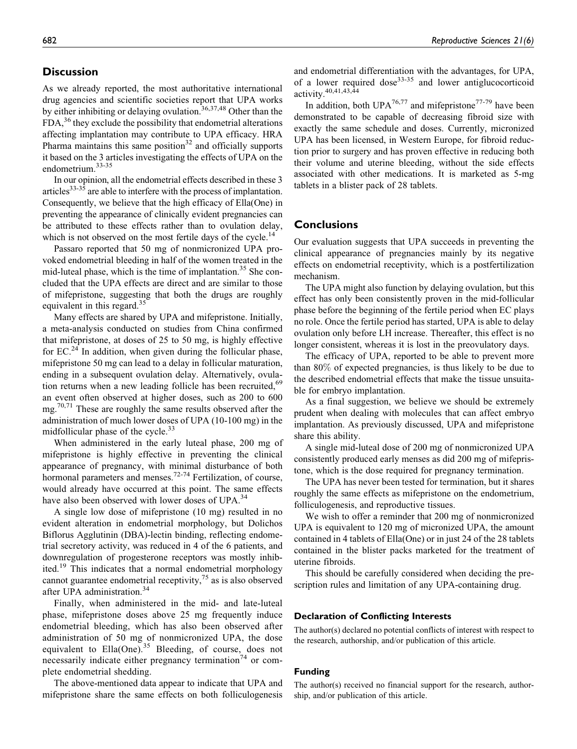## Discussion

As we already reported, the most authoritative international drug agencies and scientific societies report that UPA works by either inhibiting or delaying ovulation.[36,37,48] Other than the FDA,[36] they exclude the possibility that endometrial alterations affecting implantation may contribute to UPA efficacy. HRA Pharma maintains this same position[32] and officially supports it based on the 3 articles investigating the effects of UPA on the endometrium.[33-35]

In our opinion, all the endometrial effects described in these 3 articles[33-35] are able to interfere with the process of implantation. Consequently, we believe that the high efficacy of Ella(One) in preventing the appearance of clinically evident pregnancies can be attributed to these effects rather than to ovulation delay, which is not observed on the most fertile days of the cycle.[14]

Passaro reported that 50 mg of nonmicronized UPA provoked endometrial bleeding in half of the women treated in the mid-luteal phase, which is the time of implantation.[35] She concluded that the UPA effects are direct and are similar to those of mifepristone, suggesting that both the drugs are roughly equivalent in this regard.[35]

Many effects are shared by UPA and mifepristone. Initially, a meta-analysis conducted on studies from China confirmed that mifepristone, at doses of 25 to 50 mg, is highly effective for EC.[24] In addition, when given during the follicular phase, mifepristone 50 mg can lead to a delay in follicular maturation, ending in a subsequent ovulation delay. Alternatively, ovulation returns when a new leading follicle has been recruited,[69] an event often observed at higher doses, such as 200 to 600 mg.[70,71] These are roughly the same results observed after the administration of much lower doses of UPA (10-100 mg) in the midfollicular phase of the cycle.[33]

When administered in the early luteal phase, 200 mg of mifepristone is highly effective in preventing the clinical appearance of pregnancy, with minimal disturbance of both hormonal parameters and menses.[72-74] Fertilization, of course, would already have occurred at this point. The same effects have also been observed with lower doses of UPA.[34]

A single low dose of mifepristone (10 mg) resulted in no evident alteration in endometrial morphology, but Dolichos Biflorus Agglutinin (DBA)-lectin binding, reflecting endometrial secretory activity, was reduced in 4 of the 6 patients, and downregulation of progesterone receptors was mostly inhibited.[19] This indicates that a normal endometrial morphology cannot guarantee endometrial receptivity,[75] as is also observed after UPA administration.[34]

Finally, when administered in the mid- and late-luteal phase, mifepristone doses above 25 mg frequently induce endometrial bleeding, which has also been observed after administration of 50 mg of nonmicronized UPA, the dose equivalent to Ella(One).[35] Bleeding, of course, does not necessarily indicate either pregnancy termination[74] or complete endometrial shedding.

The above-mentioned data appear to indicate that UPA and mifepristone share the same effects on both folliculogenesis and endometrial differentiation with the advantages, for UPA, of a lower required dose[33-35] and lower antiglucocorticoid activity.[40,41,43,44]

In addition, both UPA[76,77] and mifepristone[77-79] have been demonstrated to be capable of decreasing fibroid size with exactly the same schedule and doses. Currently, micronized UPA has been licensed, in Western Europe, for fibroid reduction prior to surgery and has proven effective in reducing both their volume and uterine bleeding, without the side effects associated with other medications. It is marketed as 5-mg tablets in a blister pack of 28 tablets.

## Conclusions

Our evaluation suggests that UPA succeeds in preventing the clinical appearance of pregnancies mainly by its negative effects on endometrial receptivity, which is a postfertilization mechanism.

The UPA might also function by delaying ovulation, but this effect has only been consistently proven in the mid-follicular phase before the beginning of the fertile period when EC plays no role. Once the fertile period has started, UPA is able to delay ovulation only before LH increase. Thereafter, this effect is no longer consistent, whereas it is lost in the preovulatory days.

The efficacy of UPA, reported to be able to prevent more than 80% of expected pregnancies, is thus likely to be due to the described endometrial effects that make the tissue unsuitable for embryo implantation.

As a final suggestion, we believe we should be extremely prudent when dealing with molecules that can affect embryo implantation. As previously discussed, UPA and mifepristone share this ability.

A single mid-luteal dose of 200 mg of nonmicronized UPA consistently produced early menses as did 200 mg of mifepristone, which is the dose required for pregnancy termination.

The UPA has never been tested for termination, but it shares roughly the same effects as mifepristone on the endometrium, folliculogenesis, and reproductive tissues.

We wish to offer a reminder that 200 mg of nonmicronized UPA is equivalent to 120 mg of micronized UPA, the amount contained in 4 tablets of Ella(One) or in just 24 of the 28 tablets contained in the blister packs marketed for the treatment of uterine fibroids.

This should be carefully considered when deciding the prescription rules and limitation of any UPA-containing drug.

### Declaration of Conflicting Interests

The author(s) declared no potential conflicts of interest with respect to the research, authorship, and/or publication of this article.

### Funding

The author(s) received no financial support for the research, authorship, and/or publication of this article.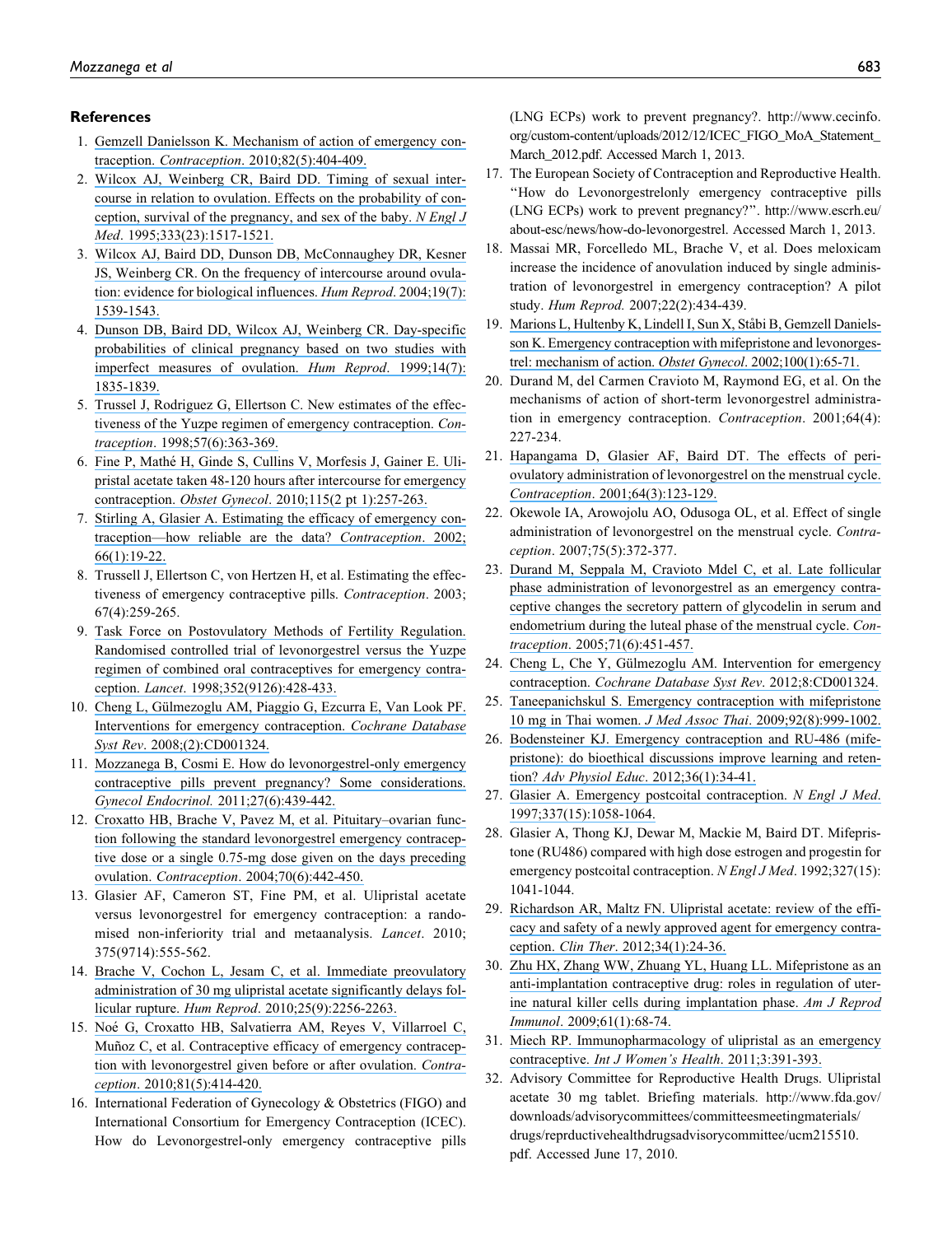## References

1. Gemzell Danielsson K. Mechanism of action of emergency contraception. *Contraception*. 2010;82(5):404-409.
2. Wilcox AJ, Weinberg CR, Baird DD. Timing of sexual intercourse in relation to ovulation. Effects on the probability of conception, survival of the pregnancy, and sex of the baby. *N Engl J Med*. 1995;333(23):1517-1521.
3. Wilcox AJ, Baird DD, Dunson DB, McConnaughey DR, Kesner JS, Weinberg CR. On the frequency of intercourse around ovulation: evidence for biological influences. *Hum Reprod*. 2004;19(7):1539-1543.
4. Dunson DB, Baird DD, Wilcox AJ, Weinberg CR. Day-specific probabilities of clinical pregnancy based on two studies with imperfect measures of ovulation. *Hum Reprod*. 1999;14(7):1835-1839.
5. Trussel J, Rodriguez G, Ellertson C. New estimates of the effectiveness of the Yuzpe regimen of emergency contraception. *Contraception*. 1998;57(6):363-369.
6. Fine P, Mathé H, Ginde S, Cullins V, Morfesis J, Gainer E. Ulipristal acetate taken 48-120 hours after intercourse for emergency contraception. *Obstet Gynecol*. 2010;115(2 pt 1):257-263.
7. Stirling A, Glasier A. Estimating the efficacy of emergency contraception—how reliable are the data? *Contraception*. 2002;66(1):19-22.
8. Trussell J, Ellertson C, von Hertzen H, et al. Estimating the effectiveness of emergency contraceptive pills. *Contraception*. 2003;67(4):259-265.
9. Task Force on Postovulatory Methods of Fertility Regulation. Randomised controlled trial of levonorgestrel versus the Yuzpe regimen of combined oral contraceptives for emergency contraception. *Lancet*. 1998;352(9126):428-433.
10. Cheng L, Gülmezoglu AM, Piaggio G, Ezcurra E, Van Look PF. Interventions for emergency contraception. *Cochrane Database Syst Rev*. 2008;(2):CD001324.
11. Mozzanega B, Cosmi E. How do levonorgestrel-only emergency contraceptive pills prevent pregnancy? Some considerations. *Gynecol Endocrinol.* 2011;27(6):439-442.
12. Croxatto HB, Brache V, Pavez M, et al. Pituitary–ovarian function following the standard levonorgestrel emergency contraceptive dose or a single 0.75-mg dose given on the days preceding ovulation. *Contraception*. 2004;70(6):442-450.
13. Glasier AF, Cameron ST, Fine PM, et al. Ulipristal acetate versus levonorgestrel for emergency contraception: a randomised non-inferiority trial and metaanalysis. *Lancet*. 2010;375(9714):555-562.
14. Brache V, Cochon L, Jesam C, et al. Immediate preovulatory administration of 30 mg ulipristal acetate significantly delays follicular rupture. *Hum Reprod*. 2010;25(9):2256-2263.
15. Noé G, Croxatto HB, Salvatierra AM, Reyes V, Villarroel C, Muñoz C, et al. Contraceptive efficacy of emergency contraception with levonorgestrel given before or after ovulation. *Contraception*. 2010;81(5):414-420.
16. International Federation of Gynecology & Obstetrics (FIGO) and International Consortium for Emergency Contraception (ICEC). How do Levonorgestrel-only emergency contraceptive pills (LNG ECPs) work to prevent pregnancy?. http://www.cecinfo.org/custom-content/uploads/2012/12/ICEC_FIGO_MoA_Statement_March_2012.pdf. Accessed March 1, 2013.
17. The European Society of Contraception and Reproductive Health. ''How do Levonorgestrelonly emergency contraceptive pills (LNG ECPs) work to prevent pregnancy?''. http://www.escrh.eu/about-esc/news/how-do-levonorgestrel. Accessed March 1, 2013.
18. Massai MR, Forcelledo ML, Brache V, et al. Does meloxicam increase the incidence of anovulation induced by single administration of levonorgestrel in emergency contraception? A pilot study. *Hum Reprod.* 2007;22(2):434-439.
19. Marions L, Hultenby K, Lindell I, Sun X, Ståbi B, Gemzell Danielsson K. Emergency contraception with mifepristone and levonorgestrel: mechanism of action. *Obstet Gynecol*. 2002;100(1):65-71.
20. Durand M, del Carmen Cravioto M, Raymond EG, et al. On the mechanisms of action of short-term levonorgestrel administration in emergency contraception. *Contraception*. 2001;64(4):227-234.
21. Hapangama D, Glasier AF, Baird DT. The effects of periovulatory administration of levonorgestrel on the menstrual cycle. *Contraception*. 2001;64(3):123-129.
22. Okewole IA, Arowojolu AO, Odusoga OL, et al. Effect of single administration of levonorgestrel on the menstrual cycle. *Contraception*. 2007;75(5):372-377.
23. Durand M, Seppala M, Cravioto Mdel C, et al. Late follicular phase administration of levonorgestrel as an emergency contraceptive changes the secretory pattern of glycodelin in serum and endometrium during the luteal phase of the menstrual cycle. *Contraception*. 2005;71(6):451-457.
24. Cheng L, Che Y, Gülmezoglu AM. Intervention for emergency contraception. *Cochrane Database Syst Rev*. 2012;8:CD001324.
25. Taneepanichskul S. Emergency contraception with mifepristone 10 mg in Thai women. *J Med Assoc Thai*. 2009;92(8):999-1002.
26. Bodensteiner KJ. Emergency contraception and RU-486 (mifepristone): do bioethical discussions improve learning and retention? *Adv Physiol Educ*. 2012;36(1):34-41.
27. Glasier A. Emergency postcoital contraception. *N Engl J Med*. 1997;337(15):1058-1064.
28. Glasier A, Thong KJ, Dewar M, Mackie M, Baird DT. Mifepristone (RU486) compared with high dose estrogen and progestin for emergency postcoital contraception. *N Engl J Med*. 1992;327(15):1041-1044.
29. Richardson AR, Maltz FN. Ulipristal acetate: review of the efficacy and safety of a newly approved agent for emergency contraception. *Clin Ther*. 2012;34(1):24-36.
30. Zhu HX, Zhang WW, Zhuang YL, Huang LL. Mifepristone as an anti-implantation contraceptive drug: roles in regulation of uterine natural killer cells during implantation phase. *Am J Reprod Immunol*. 2009;61(1):68-74.
31. Miech RP. Immunopharmacology of ulipristal as an emergency contraceptive. *Int J Women's Health*. 2011;3:391-393.
32. Advisory Committee for Reproductive Health Drugs. Ulipristal acetate 30 mg tablet. Briefing materials. http://www.fda.gov/downloads/advisorycommittees/committeesmeetingmaterials/drugs/reprductivehealthdrugsadvisorycommittee/ucm215510.pdf. Accessed June 17, 2010.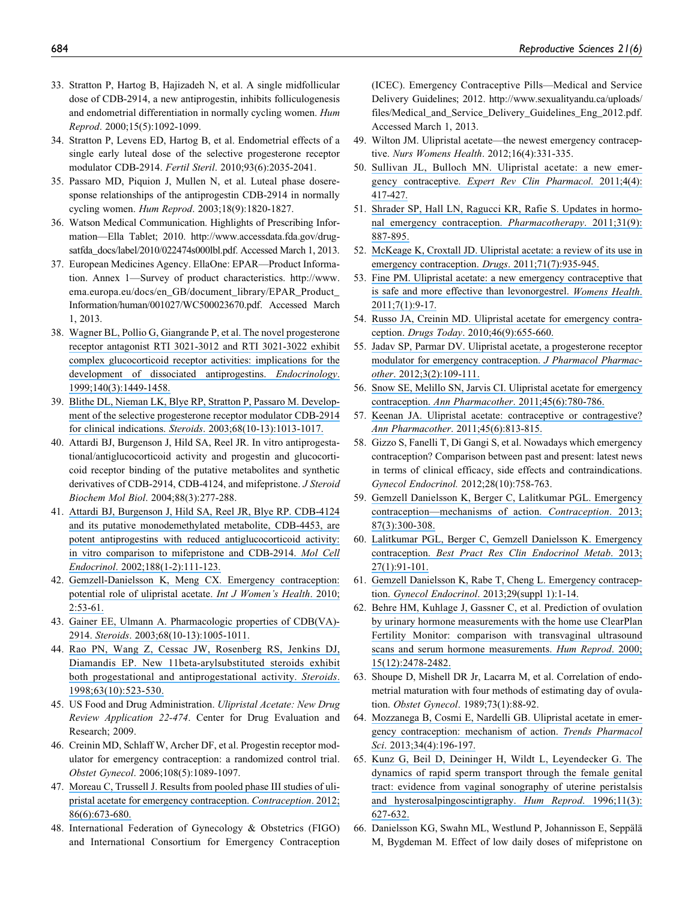33. Stratton P, Hartog B, Hajizadeh N, et al. A single midfollicular dose of CDB-2914, a new antiprogestin, inhibits folliculogenesis and endometrial differentiation in normally cycling women. *Hum Reprod*. 2000;15(5):1092-1099.
34. Stratton P, Levens ED, Hartog B, et al. Endometrial effects of a single early luteal dose of the selective progesterone receptor modulator CDB-2914. *Fertil Steril*. 2010;93(6):2035-2041.
35. Passaro MD, Piquion J, Mullen N, et al. Luteal phase dose-response relationships of the antiprogestin CDB-2914 in normally cycling women. *Hum Reprod*. 2003;18(9):1820-1827.
36. Watson Medical Communication. Highlights of Prescribing Information—Ella Tablet; 2010. http://www.accessdata.fda.gov/drugsatfda_docs/label/2010/022474s000lbl.pdf. Accessed March 1, 2013.
37. European Medicines Agency. EllaOne: EPAR—Product Information. Annex 1—Survey of product characteristics. http://www.ema.europa.eu/docs/en_GB/document_library/EPAR_Product_Information/human/001027/WC500023670.pdf. Accessed March 1, 2013.
38. Wagner BL, Pollio G, Giangrande P, et al. The novel progesterone receptor antagonist RTI 3021-3012 and RTI 3021-3022 exhibit complex glucocorticoid receptor activities: implications for the development of dissociated antiprogestins. *Endocrinology*. 1999;140(3):1449-1458.
39. Blithe DL, Nieman LK, Blye RP, Stratton P, Passaro M. Development of the selective progesterone receptor modulator CDB-2914 for clinical indications. *Steroids*. 2003;68(10-13):1013-1017.
40. Attardi BJ, Burgenson J, Hild SA, Reel JR. In vitro antiprogestational/antiglucocorticoid activity and progestin and glucocorticoid receptor binding of the putative metabolites and synthetic derivatives of CDB-2914, CDB-4124, and mifepristone. *J Steroid Biochem Mol Biol*. 2004;88(3):277-288.
41. Attardi BJ, Burgenson J, Hild SA, Reel JR, Blye RP. CDB-4124 and its putative monodemethylated metabolite, CDB-4453, are potent antiprogestins with reduced antiglucocorticoid activity: in vitro comparison to mifepristone and CDB-2914. *Mol Cell Endocrinol*. 2002;188(1-2):111-123.
42. Gemzell-Danielsson K, Meng CX. Emergency contraception: potential role of ulipristal acetate. *Int J Women's Health*. 2010;2:53-61.
43. Gainer EE, Ulmann A. Pharmacologic properties of CDB(VA)-2914. *Steroids*. 2003;68(10-13):1005-1011.
44. Rao PN, Wang Z, Cessac JW, Rosenberg RS, Jenkins DJ, Diamandis EP. New 11beta-arylsubstituted steroids exhibit both progestational and antiprogestational activity. *Steroids*. 1998;63(10):523-530.
45. US Food and Drug Administration. *Ulipristal Acetate: New Drug Review Application 22-474*. Center for Drug Evaluation and Research; 2009.
46. Creinin MD, Schlaff W, Archer DF, et al. Progestin receptor modulator for emergency contraception: a randomized control trial. *Obstet Gynecol*. 2006;108(5):1089-1097.
47. Moreau C, Trussell J. Results from pooled phase III studies of ulipristal acetate for emergency contraception. *Contraception*. 2012;86(6):673-680.
48. International Federation of Gynecology & Obstetrics (FIGO) and International Consortium for Emergency Contraception (ICEC). Emergency Contraceptive Pills—Medical and Service Delivery Guidelines; 2012. http://www.sexualityandu.ca/uploads/files/Medical_and_Service_Delivery_Guidelines_Eng_2012.pdf. Accessed March 1, 2013.
49. Wilton JM. Ulipristal acetate—the newest emergency contraceptive. *Nurs Womens Health*. 2012;16(4):331-335.
50. Sullivan JL, Bulloch MN. Ulipristal acetate: a new emergency contraceptive. *Expert Rev Clin Pharmacol*. 2011;4(4):417-427.
51. Shrader SP, Hall LN, Ragucci KR, Rafie S. Updates in hormonal emergency contraception. *Pharmacotherapy*. 2011;31(9):887-895.
52. McKeage K, Croxtall JD. Ulipristal acetate: a review of its use in emergency contraception. *Drugs*. 2011;71(7):935-945.
53. Fine PM. Ulipristal acetate: a new emergency contraceptive that is safe and more effective than levonorgestrel. *Womens Health*. 2011;7(1):9-17.
54. Russo JA, Creinin MD. Ulipristal acetate for emergency contraception. *Drugs Today*. 2010;46(9):655-660.
55. Jadav SP, Parmar DV. Ulipristal acetate, a progesterone receptor modulator for emergency contraception. *J Pharmacol Pharmacother*. 2012;3(2):109-111.
56. Snow SE, Melillo SN, Jarvis CI. Ulipristal acetate for emergency contraception. *Ann Pharmacother*. 2011;45(6):780-786.
57. Keenan JA. Ulipristal acetate: contraceptive or contragestive? *Ann Pharmacother*. 2011;45(6):813-815.
58. Gizzo S, Fanelli T, Di Gangi S, et al. Nowadays which emergency contraception? Comparison between past and present: latest news in terms of clinical efficacy, side effects and contraindications. *Gynecol Endocrinol.* 2012;28(10):758-763.
59. Gemzell Danielsson K, Berger C, Lalitkumar PGL. Emergency contraception—mechanisms of action. *Contraception*. 2013;87(3):300-308.
60. Lalitkumar PGL, Berger C, Gemzell Danielsson K. Emergency contraception. *Best Pract Res Clin Endocrinol Metab*. 2013;27(1):91-101.
61. Gemzell Danielsson K, Rabe T, Cheng L. Emergency contraception. *Gynecol Endocrinol*. 2013;29(suppl 1):1-14.
62. Behre HM, Kuhlage J, Gassner C, et al. Prediction of ovulation by urinary hormone measurements with the home use ClearPlan Fertility Monitor: comparison with transvaginal ultrasound scans and serum hormone measurements. *Hum Reprod*. 2000;15(12):2478-2482.
63. Shoupe D, Mishell DR Jr, Lacarra M, et al. Correlation of endometrial maturation with four methods of estimating day of ovulation. *Obstet Gynecol*. 1989;73(1):88-92.
64. Mozzanega B, Cosmi E, Nardelli GB. Ulipristal acetate in emergency contraception: mechanism of action. *Trends Pharmacol Sci*. 2013;34(4):196-197.
65. Kunz G, Beil D, Deininger H, Wildt L, Leyendecker G. The dynamics of rapid sperm transport through the female genital tract: evidence from vaginal sonography of uterine peristalsis and hysterosalpingoscintigraphy. *Hum Reprod*. 1996;11(3):627-632.
66. Danielsson KG, Swahn ML, Westlund P, Johannisson E, Seppälä M, Bygdeman M. Effect of low daily doses of mifepristone on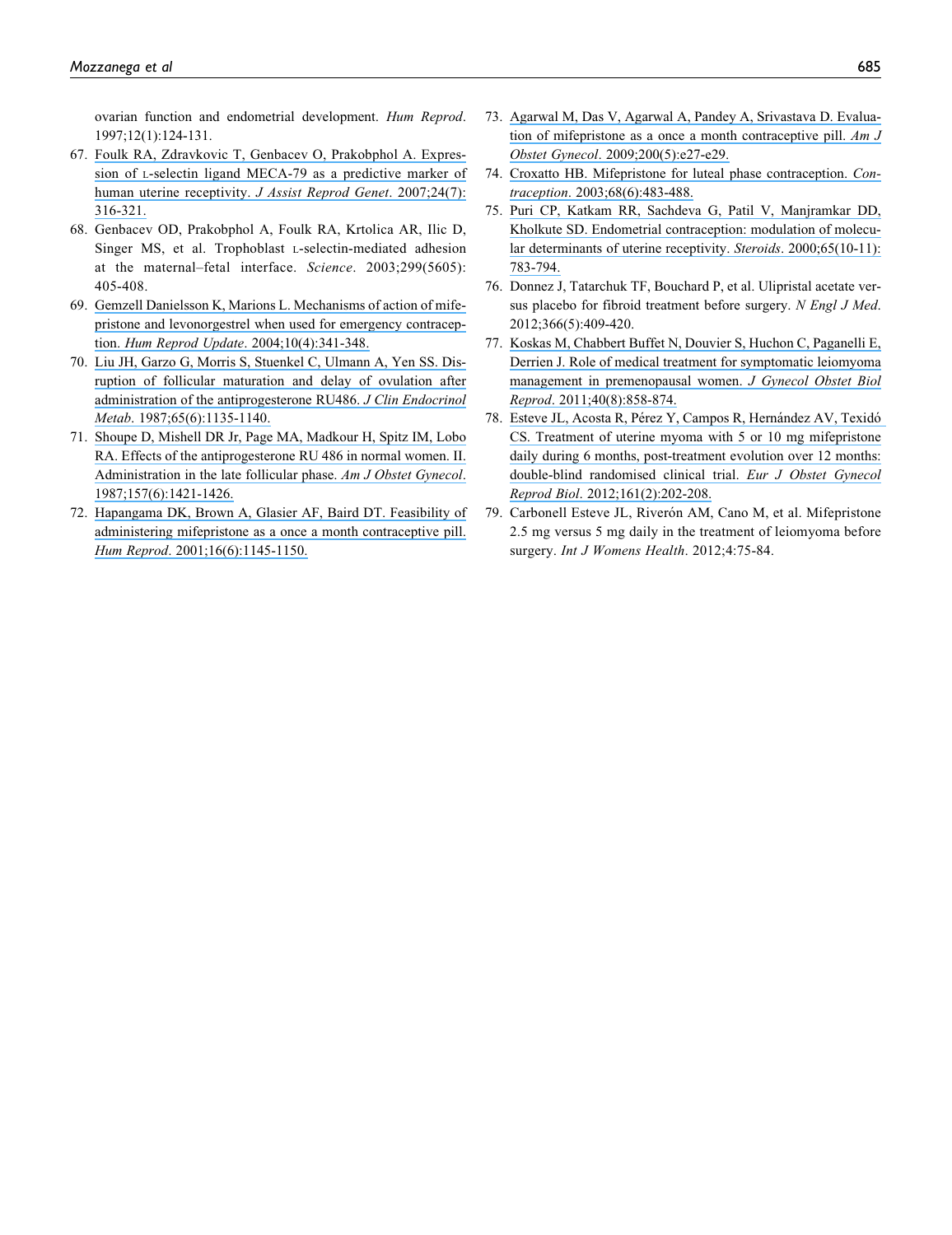ovarian function and endometrial development. *Hum Reprod*. 1997;12(1):124-131.

67. Foulk RA, Zdravkovic T, Genbacev O, Prakobphol A. Expression of L-selectin ligand MECA-79 as a predictive marker of human uterine receptivity. *J Assist Reprod Genet*. 2007;24(7):316-321.
68. Genbacev OD, Prakobphol A, Foulk RA, Krtolica AR, Ilic D, Singer MS, et al. Trophoblast L-selectin-mediated adhesion at the maternal–fetal interface. *Science*. 2003;299(5605):405-408.
69. Gemzell Danielsson K, Marions L. Mechanisms of action of mifepristone and levonorgestrel when used for emergency contraception. *Hum Reprod Update*. 2004;10(4):341-348.
70. Liu JH, Garzo G, Morris S, Stuenkel C, Ulmann A, Yen SS. Disruption of follicular maturation and delay of ovulation after administration of the antiprogesterone RU486. *J Clin Endocrinol Metab*. 1987;65(6):1135-1140.
71. Shoupe D, Mishell DR Jr, Page MA, Madkour H, Spitz IM, Lobo RA. Effects of the antiprogesterone RU 486 in normal women. II. Administration in the late follicular phase. *Am J Obstet Gynecol*. 1987;157(6):1421-1426.
72. Hapangama DK, Brown A, Glasier AF, Baird DT. Feasibility of administering mifepristone as a once a month contraceptive pill. *Hum Reprod*. 2001;16(6):1145-1150.
73. Agarwal M, Das V, Agarwal A, Pandey A, Srivastava D. Evaluation of mifepristone as a once a month contraceptive pill. *Am J Obstet Gynecol*. 2009;200(5):e27-e29.
74. Croxatto HB. Mifepristone for luteal phase contraception. *Contraception*. 2003;68(6):483-488.
75. Puri CP, Katkam RR, Sachdeva G, Patil V, Manjramkar DD, Kholkute SD. Endometrial contraception: modulation of molecular determinants of uterine receptivity. *Steroids*. 2000;65(10-11):783-794.
76. Donnez J, Tatarchuk TF, Bouchard P, et al. Ulipristal acetate versus placebo for fibroid treatment before surgery. *N Engl J Med*. 2012;366(5):409-420.
77. Koskas M, Chabbert Buffet N, Douvier S, Huchon C, Paganelli E, Derrien J. Role of medical treatment for symptomatic leiomyoma management in premenopausal women. *J Gynecol Obstet Biol Reprod*. 2011;40(8):858-874.
78. Esteve JL, Acosta R, Pérez Y, Campos R, Hernández AV, Texidó CS. Treatment of uterine myoma with 5 or 10 mg mifepristone daily during 6 months, post-treatment evolution over 12 months: double-blind randomised clinical trial. *Eur J Obstet Gynecol Reprod Biol*. 2012;161(2):202-208.
79. Carbonell Esteve JL, Riverón AM, Cano M, et al. Mifepristone 2.5 mg versus 5 mg daily in the treatment of leiomyoma before surgery. *Int J Womens Health*. 2012;4:75-84.